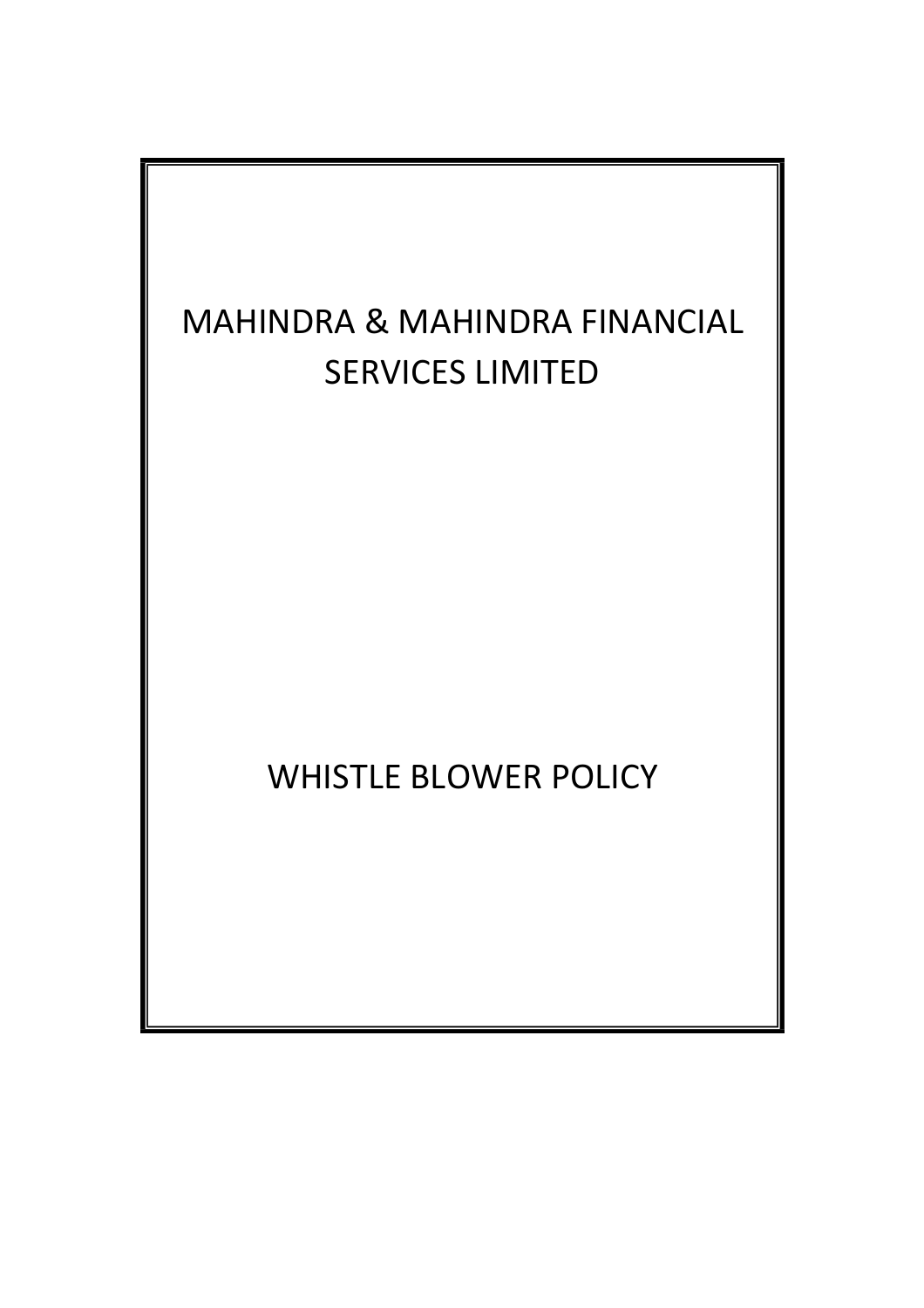# MAHINDRA & MAHINDRA FINANCIAL SERVICES LIMITED

# WHISTLE BLOWER POLICY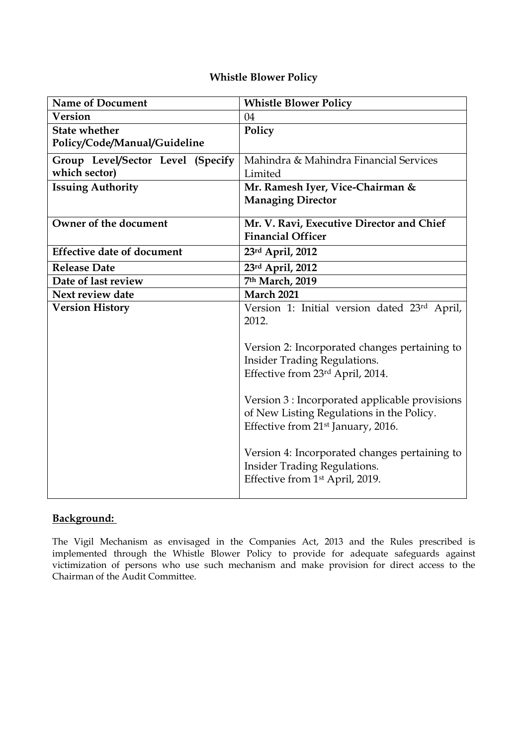**Whistle Blower Policy**

| **Name of Document** | **Whistle Blower Policy** |
|---|---|
| **Version** | 04 |
| **State whether Policy/Code/Manual/Guideline** | **Policy** |
| **Group Level/Sector Level (Specify which sector)** | Mahindra & Mahindra Financial Services Limited |
| **Issuing Authority** | **Mr. Ramesh Iyer, Vice-Chairman & Managing Director** |
| **Owner of the document** | **Mr. V. Ravi, Executive Director and Chief Financial Officer** |
| **Effective date of document** | **23rd April, 2012** |
| **Release Date** | **23rd April, 2012** |
| **Date of last review** | **7th March, 2019** |
| **Next review date** | **March 2021** |
| **Version History** | Version 1: Initial version dated 23rd April, 2012.<br><br>Version 2: Incorporated changes pertaining to Insider Trading Regulations. Effective from 23rd April, 2014.<br><br>Version 3 : Incorporated applicable provisions of New Listing Regulations in the Policy. Effective from 21st January, 2016.<br><br>Version 4: Incorporated changes pertaining to Insider Trading Regulations. Effective from 1st April, 2019. |

**Background:**

The Vigil Mechanism as envisaged in the Companies Act, 2013 and the Rules prescribed is implemented through the Whistle Blower Policy to provide for adequate safeguards against victimization of persons who use such mechanism and make provision for direct access to the Chairman of the Audit Committee.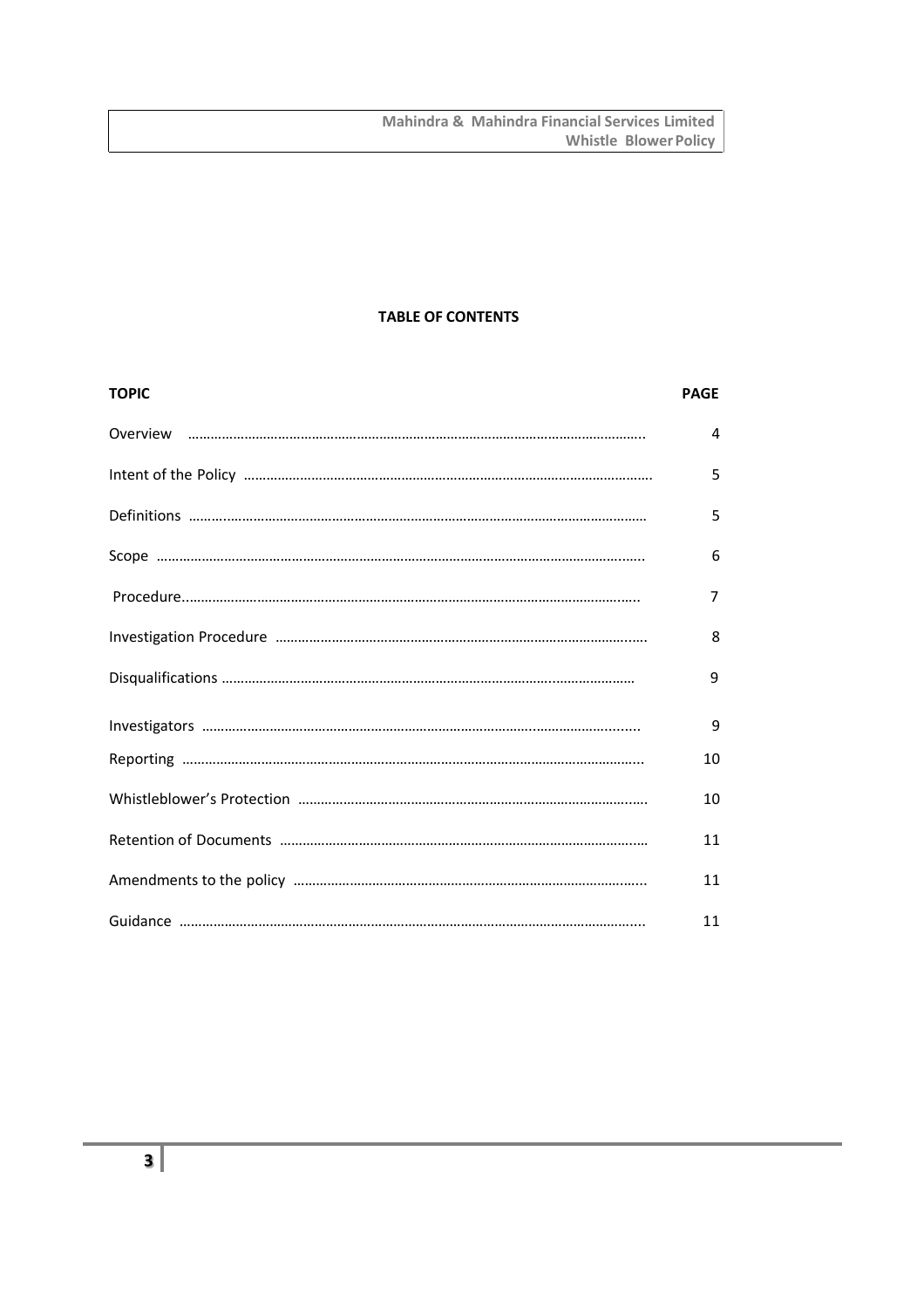**TABLE OF CONTENTS**

| TOPIC | PAGE |
|---|---|
| Overview | 4 |
| Intent of the Policy | 5 |
| Definitions | 5 |
| Scope | 6 |
| Procedure | 7 |
| Investigation Procedure | 8 |
| Disqualifications | 9 |
| Investigators | 9 |
| Reporting | 10 |
| Whistleblower's Protection | 10 |
| Retention of Documents | 11 |
| Amendments to the policy | 11 |
| Guidance | 11 |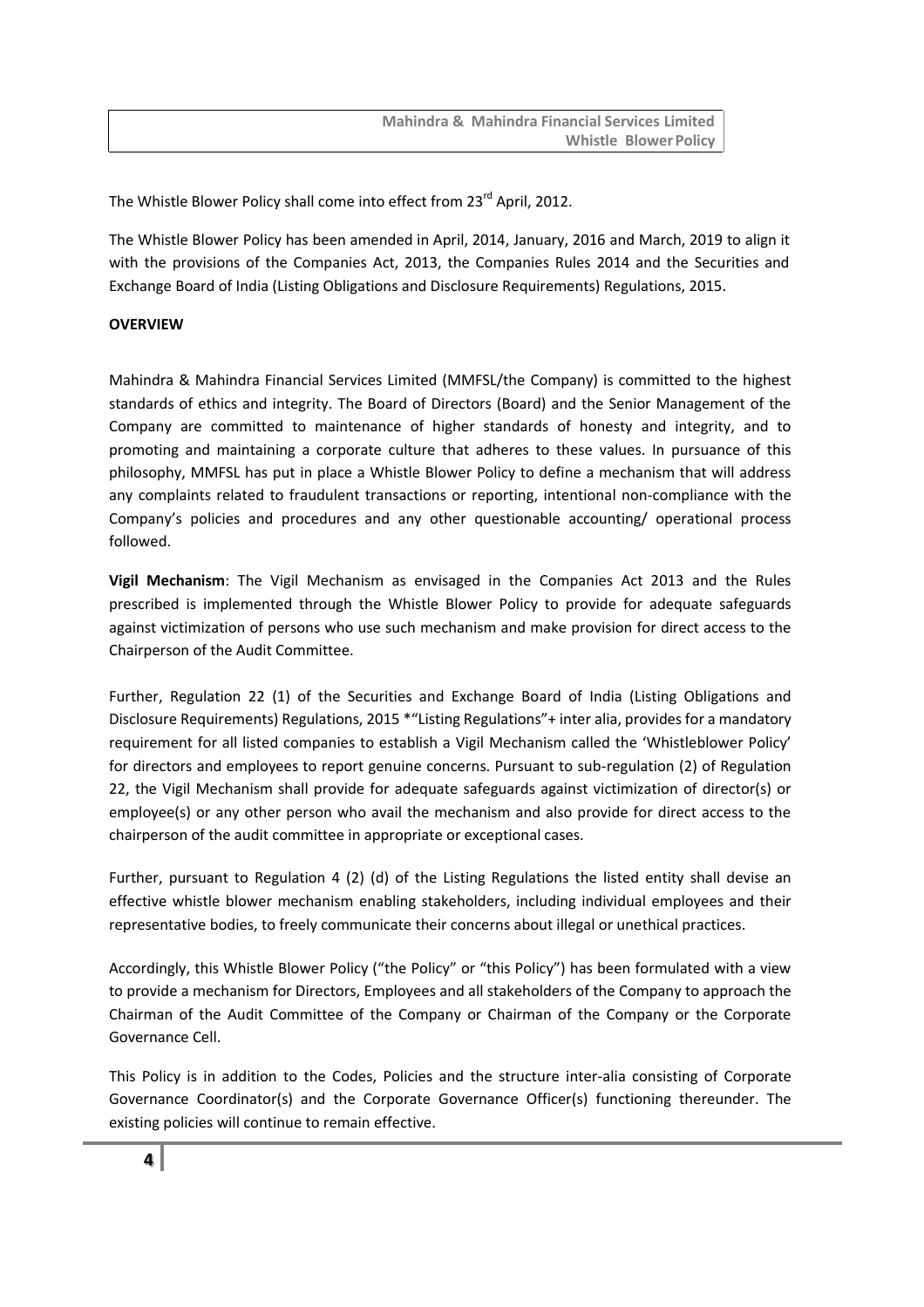The Whistle Blower Policy shall come into effect from 23rd April, 2012.

The Whistle Blower Policy has been amended in April, 2014, January, 2016 and March, 2019 to align it with the provisions of the Companies Act, 2013, the Companies Rules 2014 and the Securities and Exchange Board of India (Listing Obligations and Disclosure Requirements) Regulations, 2015.

**OVERVIEW**

Mahindra & Mahindra Financial Services Limited (MMFSL/the Company) is committed to the highest standards of ethics and integrity. The Board of Directors (Board) and the Senior Management of the Company are committed to maintenance of higher standards of honesty and integrity, and to promoting and maintaining a corporate culture that adheres to these values. In pursuance of this philosophy, MMFSL has put in place a Whistle Blower Policy to define a mechanism that will address any complaints related to fraudulent transactions or reporting, intentional non-compliance with the Company's policies and procedures and any other questionable accounting/ operational process followed.

**Vigil Mechanism**: The Vigil Mechanism as envisaged in the Companies Act 2013 and the Rules prescribed is implemented through the Whistle Blower Policy to provide for adequate safeguards against victimization of persons who use such mechanism and make provision for direct access to the Chairperson of the Audit Committee.

Further, Regulation 22 (1) of the Securities and Exchange Board of India (Listing Obligations and Disclosure Requirements) Regulations, 2015 *"Listing Regulations"+ inter alia, provides for a mandatory requirement for all listed companies to establish a Vigil Mechanism called the 'Whistleblower Policy' for directors and employees to report genuine concerns. Pursuant to sub-regulation (2) of Regulation 22, the Vigil Mechanism shall provide for adequate safeguards against victimization of director(s) or employee(s) or any other person who avail the mechanism and also provide for direct access to the chairperson of the audit committee in appropriate or exceptional cases.

Further, pursuant to Regulation 4 (2) (d) of the Listing Regulations the listed entity shall devise an effective whistle blower mechanism enabling stakeholders, including individual employees and their representative bodies, to freely communicate their concerns about illegal or unethical practices.

Accordingly, this Whistle Blower Policy ("the Policy" or "this Policy") has been formulated with a view to provide a mechanism for Directors, Employees and all stakeholders of the Company to approach the Chairman of the Audit Committee of the Company or Chairman of the Company or the Corporate Governance Cell.

This Policy is in addition to the Codes, Policies and the structure inter-alia consisting of Corporate Governance Coordinator(s) and the Corporate Governance Officer(s) functioning thereunder. The existing policies will continue to remain effective.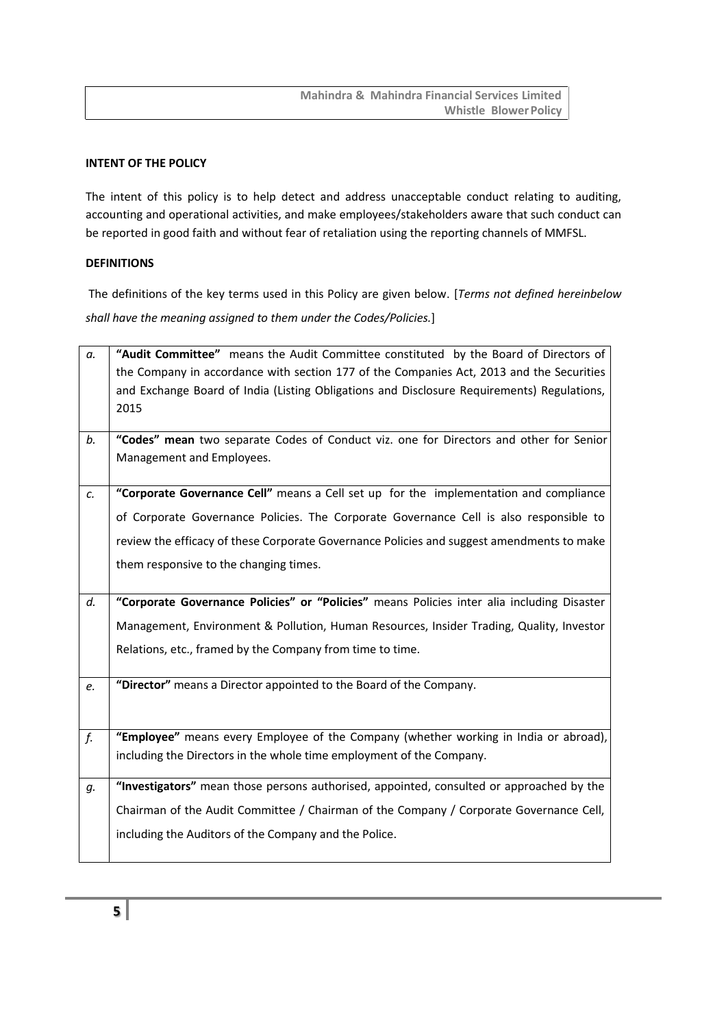**INTENT OF THE POLICY**

The intent of this policy is to help detect and address unacceptable conduct relating to auditing, accounting and operational activities, and make employees/stakeholders aware that such conduct can be reported in good faith and without fear of retaliation using the reporting channels of MMFSL.

**DEFINITIONS**

The definitions of the key terms used in this Policy are given below. [*Terms not defined hereinbelow shall have the meaning assigned to them under the Codes/Policies.*]

| | |
|---|---|
| *a.* | **"Audit Committee"** means the Audit Committee constituted by the Board of Directors of the Company in accordance with section 177 of the Companies Act, 2013 and the Securities and Exchange Board of India (Listing Obligations and Disclosure Requirements) Regulations, 2015 |
| *b.* | **"Codes" mean** two separate Codes of Conduct viz. one for Directors and other for Senior Management and Employees. |
| *c.* | **"Corporate Governance Cell"** means a Cell set up for the implementation and compliance of Corporate Governance Policies. The Corporate Governance Cell is also responsible to review the efficacy of these Corporate Governance Policies and suggest amendments to make them responsive to the changing times. |
| *d.* | **"Corporate Governance Policies" or "Policies"** means Policies inter alia including Disaster Management, Environment & Pollution, Human Resources, Insider Trading, Quality, Investor Relations, etc., framed by the Company from time to time. |
| *e.* | **"Director"** means a Director appointed to the Board of the Company. |
| *f.* | **"Employee"** means every Employee of the Company (whether working in India or abroad), including the Directors in the whole time employment of the Company. |
| *g.* | **"Investigators"** mean those persons authorised, appointed, consulted or approached by the Chairman of the Audit Committee / Chairman of the Company / Corporate Governance Cell, including the Auditors of the Company and the Police. |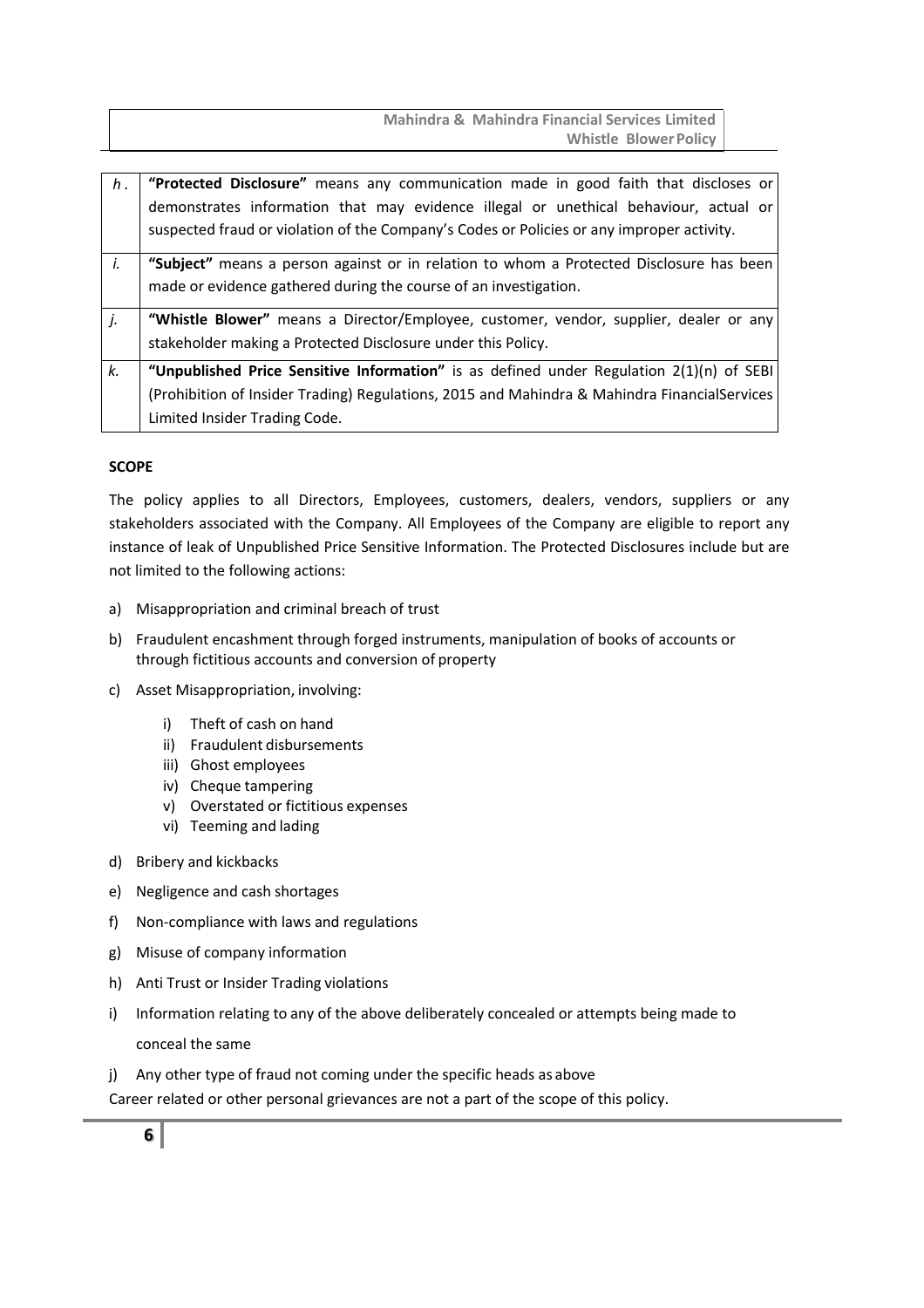| | |
|---|---|
| h. | **"Protected Disclosure"** means any communication made in good faith that discloses or demonstrates information that may evidence illegal or unethical behaviour, actual or suspected fraud or violation of the Company's Codes or Policies or any improper activity. |
| i. | **"Subject"** means a person against or in relation to whom a Protected Disclosure has been made or evidence gathered during the course of an investigation. |
| j. | **"Whistle Blower"** means a Director/Employee, customer, vendor, supplier, dealer or any stakeholder making a Protected Disclosure under this Policy. |
| k. | **"Unpublished Price Sensitive Information"** is as defined under Regulation 2(1)(n) of SEBI (Prohibition of Insider Trading) Regulations, 2015 and Mahindra & Mahindra FinancialServices Limited Insider Trading Code. |

**SCOPE**

The policy applies to all Directors, Employees, customers, dealers, vendors, suppliers or any stakeholders associated with the Company. All Employees of the Company are eligible to report any instance of leak of Unpublished Price Sensitive Information. The Protected Disclosures include but are not limited to the following actions:

a) Misappropriation and criminal breach of trust

b) Fraudulent encashment through forged instruments, manipulation of books of accounts or through fictitious accounts and conversion of property

c) Asset Misappropriation, involving:

   i) Theft of cash on hand
   ii) Fraudulent disbursements
   iii) Ghost employees
   iv) Cheque tampering
   v) Overstated or fictitious expenses
   vi) Teeming and lading

d) Bribery and kickbacks

e) Negligence and cash shortages

f) Non-compliance with laws and regulations

g) Misuse of company information

h) Anti Trust or Insider Trading violations

i) Information relating to any of the above deliberately concealed or attempts being made to conceal the same

j) Any other type of fraud not coming under the specific heads as above

Career related or other personal grievances are not a part of the scope of this policy.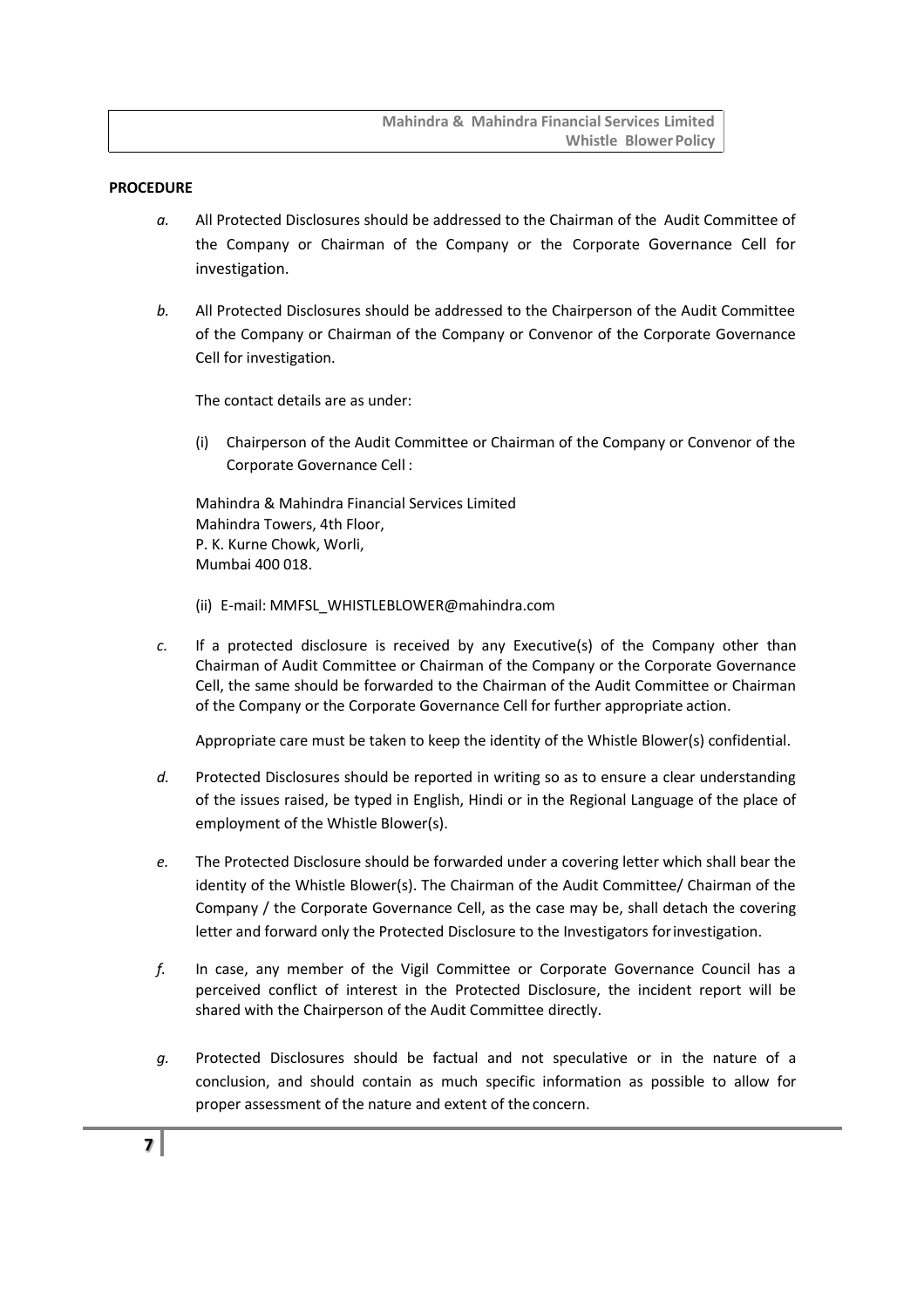**PROCEDURE**

*a.* All Protected Disclosures should be addressed to the Chairman of the Audit Committee of the Company or Chairman of the Company or the Corporate Governance Cell for investigation.

*b.* All Protected Disclosures should be addressed to the Chairperson of the Audit Committee of the Company or Chairman of the Company or Convenor of the Corporate Governance Cell for investigation.

The contact details are as under:

(i) Chairperson of the Audit Committee or Chairman of the Company or Convenor of the Corporate Governance Cell :

Mahindra & Mahindra Financial Services Limited
Mahindra Towers, 4th Floor,
P. K. Kurne Chowk, Worli,
Mumbai 400 018.

(ii) E-mail: MMFSL_WHISTLEBLOWER@mahindra.com

*c.* If a protected disclosure is received by any Executive(s) of the Company other than Chairman of Audit Committee or Chairman of the Company or the Corporate Governance Cell, the same should be forwarded to the Chairman of the Audit Committee or Chairman of the Company or the Corporate Governance Cell for further appropriate action.

Appropriate care must be taken to keep the identity of the Whistle Blower(s) confidential.

*d.* Protected Disclosures should be reported in writing so as to ensure a clear understanding of the issues raised, be typed in English, Hindi or in the Regional Language of the place of employment of the Whistle Blower(s).

*e.* The Protected Disclosure should be forwarded under a covering letter which shall bear the identity of the Whistle Blower(s). The Chairman of the Audit Committee/ Chairman of the Company / the Corporate Governance Cell, as the case may be, shall detach the covering letter and forward only the Protected Disclosure to the Investigators for investigation.

*f.* In case, any member of the Vigil Committee or Corporate Governance Council has a perceived conflict of interest in the Protected Disclosure, the incident report will be shared with the Chairperson of the Audit Committee directly.

*g.* Protected Disclosures should be factual and not speculative or in the nature of a conclusion, and should contain as much specific information as possible to allow for proper assessment of the nature and extent of the concern.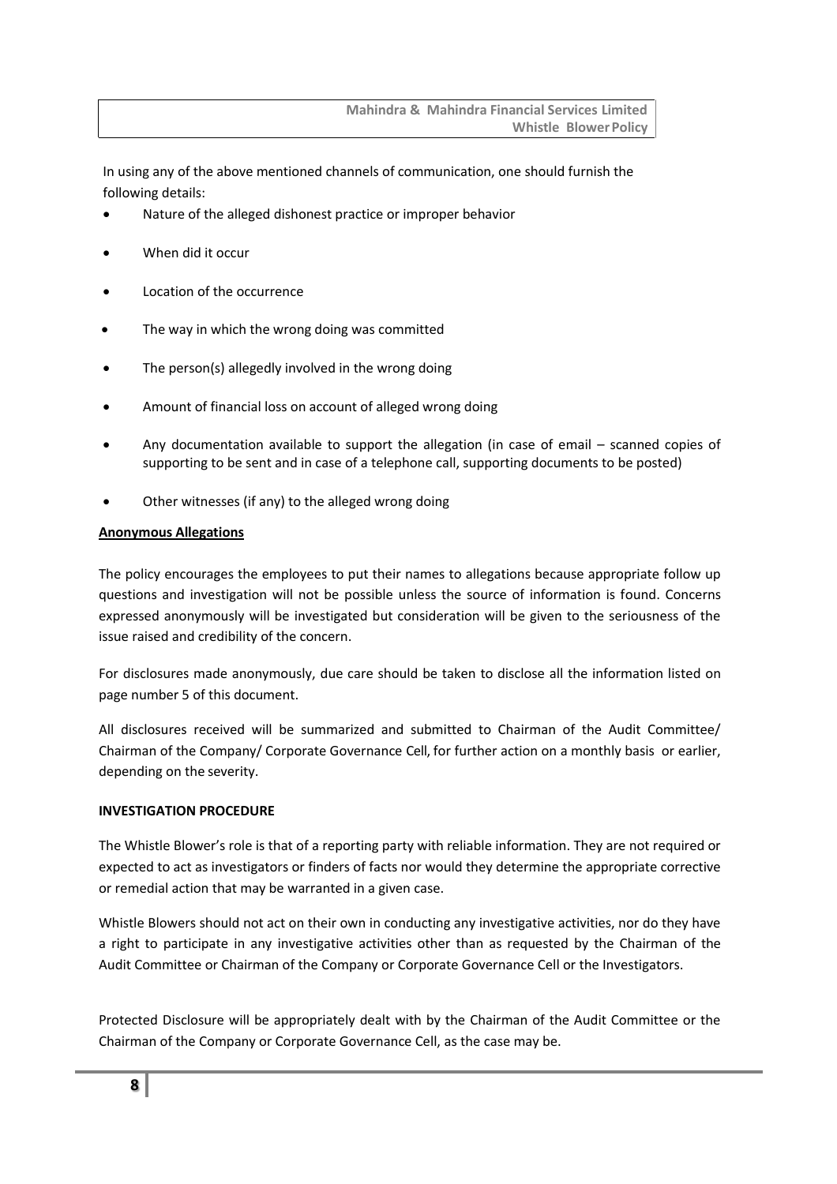In using any of the above mentioned channels of communication, one should furnish the following details:

- Nature of the alleged dishonest practice or improper behavior
- When did it occur
- Location of the occurrence
- The way in which the wrong doing was committed
- The person(s) allegedly involved in the wrong doing
- Amount of financial loss on account of alleged wrong doing
- Any documentation available to support the allegation (in case of email – scanned copies of supporting to be sent and in case of a telephone call, supporting documents to be posted)
- Other witnesses (if any) to the alleged wrong doing

**Anonymous Allegations**

The policy encourages the employees to put their names to allegations because appropriate follow up questions and investigation will not be possible unless the source of information is found. Concerns expressed anonymously will be investigated but consideration will be given to the seriousness of the issue raised and credibility of the concern.

For disclosures made anonymously, due care should be taken to disclose all the information listed on page number 5 of this document.

All disclosures received will be summarized and submitted to Chairman of the Audit Committee/ Chairman of the Company/ Corporate Governance Cell, for further action on a monthly basis or earlier, depending on the severity.

**INVESTIGATION PROCEDURE**

The Whistle Blower's role is that of a reporting party with reliable information. They are not required or expected to act as investigators or finders of facts nor would they determine the appropriate corrective or remedial action that may be warranted in a given case.

Whistle Blowers should not act on their own in conducting any investigative activities, nor do they have a right to participate in any investigative activities other than as requested by the Chairman of the Audit Committee or Chairman of the Company or Corporate Governance Cell or the Investigators.

Protected Disclosure will be appropriately dealt with by the Chairman of the Audit Committee or the Chairman of the Company or Corporate Governance Cell, as the case may be.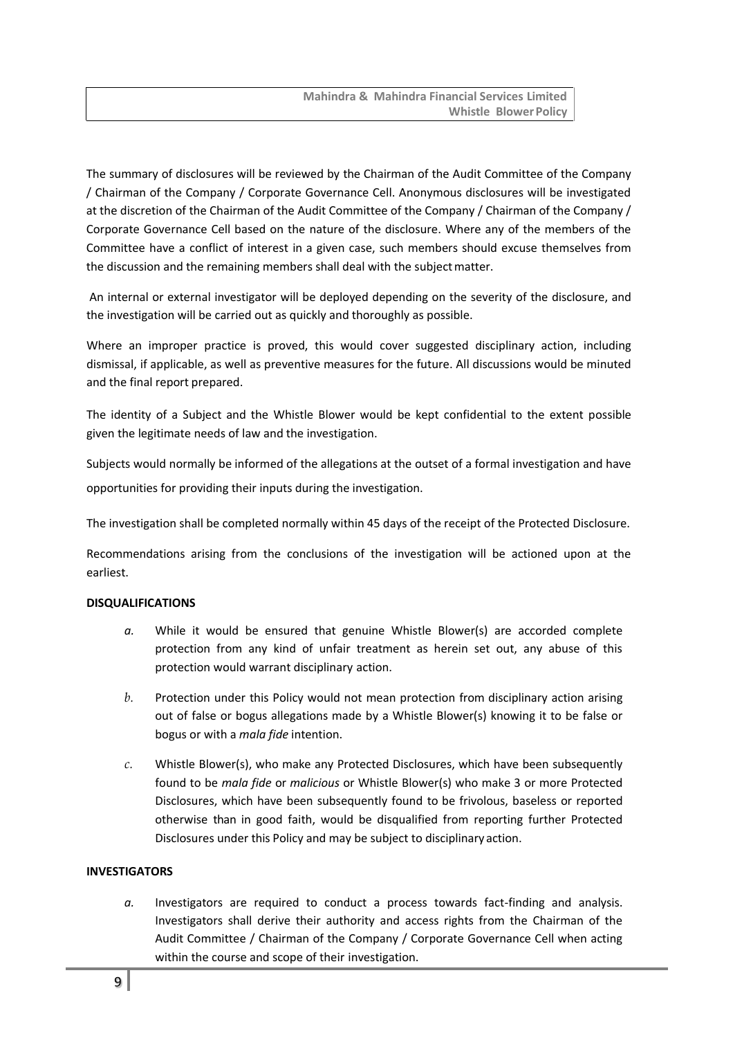The summary of disclosures will be reviewed by the Chairman of the Audit Committee of the Company / Chairman of the Company / Corporate Governance Cell. Anonymous disclosures will be investigated at the discretion of the Chairman of the Audit Committee of the Company / Chairman of the Company / Corporate Governance Cell based on the nature of the disclosure. Where any of the members of the Committee have a conflict of interest in a given case, such members should excuse themselves from the discussion and the remaining members shall deal with the subject matter.

An internal or external investigator will be deployed depending on the severity of the disclosure, and the investigation will be carried out as quickly and thoroughly as possible.

Where an improper practice is proved, this would cover suggested disciplinary action, including dismissal, if applicable, as well as preventive measures for the future. All discussions would be minuted and the final report prepared.

The identity of a Subject and the Whistle Blower would be kept confidential to the extent possible given the legitimate needs of law and the investigation.

Subjects would normally be informed of the allegations at the outset of a formal investigation and have opportunities for providing their inputs during the investigation.

The investigation shall be completed normally within 45 days of the receipt of the Protected Disclosure.

Recommendations arising from the conclusions of the investigation will be actioned upon at the earliest.

**DISQUALIFICATIONS**

*a.* While it would be ensured that genuine Whistle Blower(s) are accorded complete protection from any kind of unfair treatment as herein set out, any abuse of this protection would warrant disciplinary action.

*b.* Protection under this Policy would not mean protection from disciplinary action arising out of false or bogus allegations made by a Whistle Blower(s) knowing it to be false or bogus or with a *mala fide* intention.

*c.* Whistle Blower(s), who make any Protected Disclosures, which have been subsequently found to be *mala fide* or *malicious* or Whistle Blower(s) who make 3 or more Protected Disclosures, which have been subsequently found to be frivolous, baseless or reported otherwise than in good faith, would be disqualified from reporting further Protected Disclosures under this Policy and may be subject to disciplinary action.

**INVESTIGATORS**

*a.* Investigators are required to conduct a process towards fact-finding and analysis. Investigators shall derive their authority and access rights from the Chairman of the Audit Committee / Chairman of the Company / Corporate Governance Cell when acting within the course and scope of their investigation.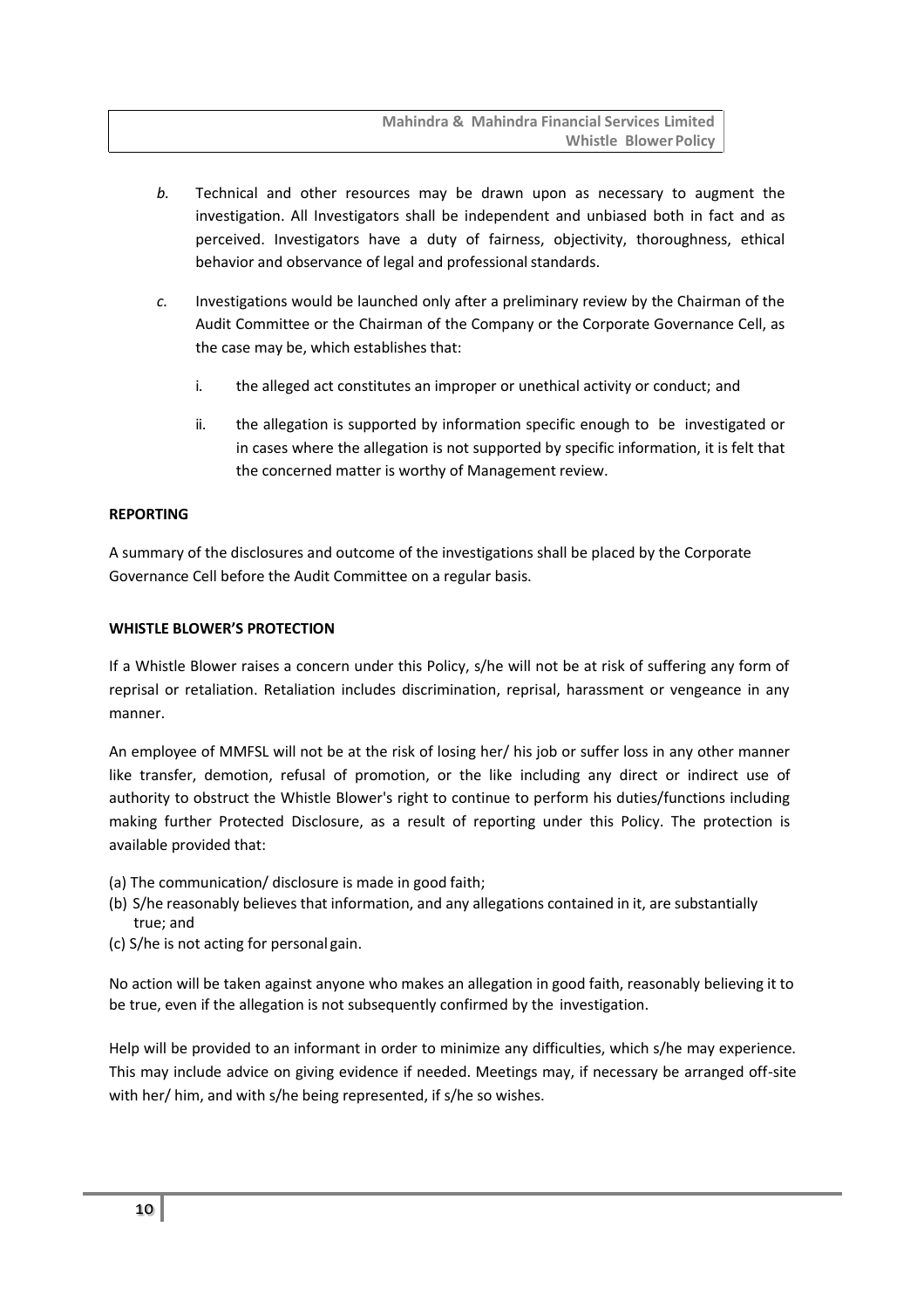*b.* Technical and other resources may be drawn upon as necessary to augment the investigation. All Investigators shall be independent and unbiased both in fact and as perceived. Investigators have a duty of fairness, objectivity, thoroughness, ethical behavior and observance of legal and professional standards.

*c.* Investigations would be launched only after a preliminary review by the Chairman of the Audit Committee or the Chairman of the Company or the Corporate Governance Cell, as the case may be, which establishes that:

i. the alleged act constitutes an improper or unethical activity or conduct; and

ii. the allegation is supported by information specific enough to be investigated or in cases where the allegation is not supported by specific information, it is felt that the concerned matter is worthy of Management review.

**REPORTING**

A summary of the disclosures and outcome of the investigations shall be placed by the Corporate Governance Cell before the Audit Committee on a regular basis.

**WHISTLE BLOWER'S PROTECTION**

If a Whistle Blower raises a concern under this Policy, s/he will not be at risk of suffering any form of reprisal or retaliation. Retaliation includes discrimination, reprisal, harassment or vengeance in any manner.

An employee of MMFSL will not be at the risk of losing her/ his job or suffer loss in any other manner like transfer, demotion, refusal of promotion, or the like including any direct or indirect use of authority to obstruct the Whistle Blower's right to continue to perform his duties/functions including making further Protected Disclosure, as a result of reporting under this Policy. The protection is available provided that:

(a) The communication/ disclosure is made in good faith;
(b) S/he reasonably believes that information, and any allegations contained in it, are substantially true; and
(c) S/he is not acting for personal gain.

No action will be taken against anyone who makes an allegation in good faith, reasonably believing it to be true, even if the allegation is not subsequently confirmed by the investigation.

Help will be provided to an informant in order to minimize any difficulties, which s/he may experience. This may include advice on giving evidence if needed. Meetings may, if necessary be arranged off-site with her/ him, and with s/he being represented, if s/he so wishes.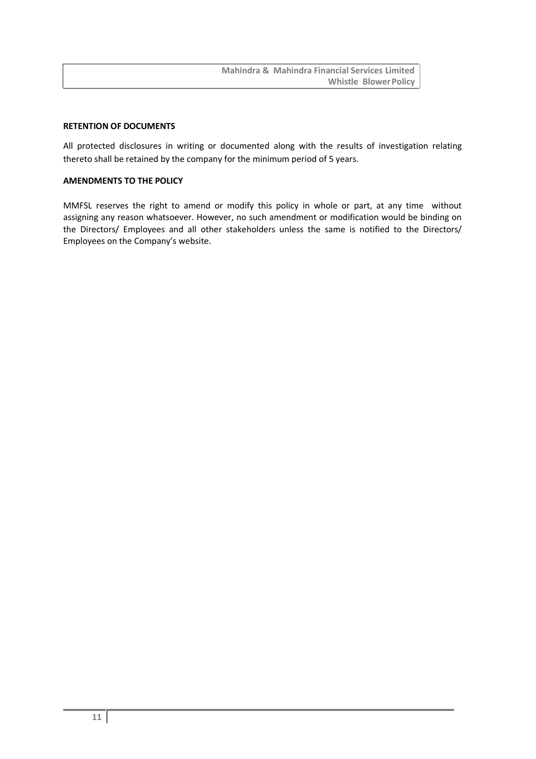**RETENTION OF DOCUMENTS**

All protected disclosures in writing or documented along with the results of investigation relating thereto shall be retained by the company for the minimum period of 5 years.

**AMENDMENTS TO THE POLICY**

MMFSL reserves the right to amend or modify this policy in whole or part, at any time without assigning any reason whatsoever. However, no such amendment or modification would be binding on the Directors/ Employees and all other stakeholders unless the same is notified to the Directors/ Employees on the Company's website.